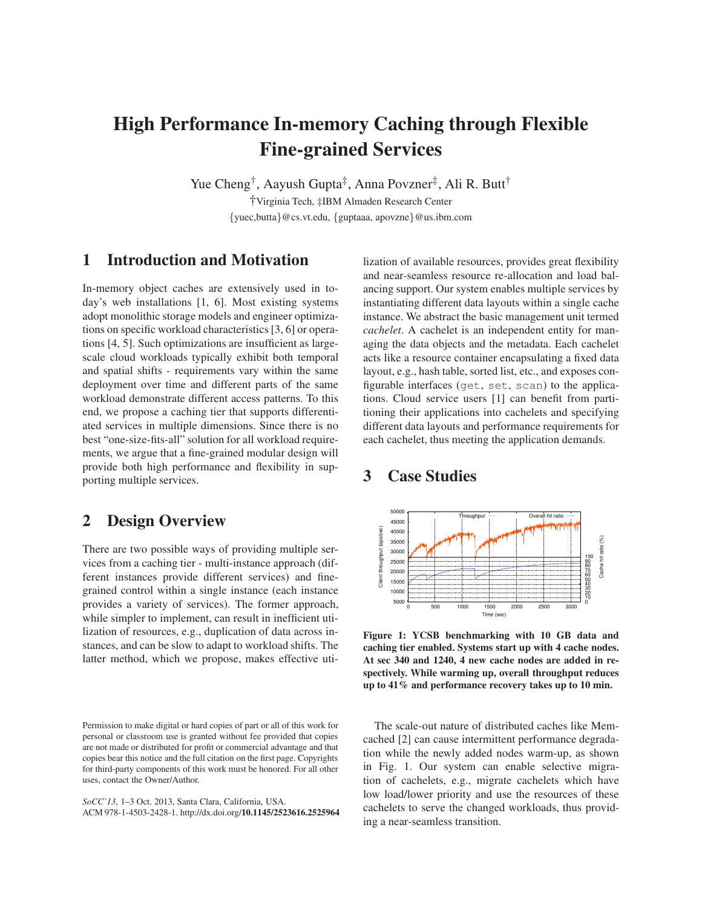# High Performance In-memory Caching through Flexible Fine-grained Services

Yue Cheng†, Aayush Gupta‡, Anna Povzner‡, Ali R. Butt†

†Virginia Tech, ‡IBM Almaden Research Center

{yuec,butta}@cs.vt.edu, {guptaaa, apovzne}@us.ibm.com

## 1 Introduction and Motivation

In-memory object caches are extensively used in today's web installations [1, 6]. Most existing systems adopt monolithic storage models and engineer optimizations on specific workload characteristics [3, 6] or operations [4, 5]. Such optimizations are insufficient as large-scale cloud workloads typically exhibit both temporal and spatial shifts - requirements vary within the same deployment over time and different parts of the same workload demonstrate different access patterns. To this end, we propose a caching tier that supports differentiated services in multiple dimensions. Since there is no best "one-size-fits-all" solution for all workload requirements, we argue that a fine-grained modular design will provide both high performance and flexibility in supporting multiple services.

## 2 Design Overview

There are two possible ways of providing multiple services from a caching tier - multi-instance approach (different instances provide different services) and fine-grained control within a single instance (each instance provides a variety of services). The former approach, while simpler to implement, can result in inefficient utilization of resources, e.g., duplication of data across instances, and can be slow to adapt to workload shifts. The latter method, which we propose, makes effective utilization of available resources, provides great flexibility and near-seamless resource re-allocation and load balancing support. Our system enables multiple services by instantiating different data layouts within a single cache instance. We abstract the basic management unit termed *cachelet*. A cachelet is an independent entity for managing the data objects and the metadata. Each cachelet acts like a resource container encapsulating a fixed data layout, e.g., hash table, sorted list, etc., and exposes configurable interfaces (`get`, `set`, `scan`) to the applications. Cloud service users [1] can benefit from partitioning their applications into cachelets and specifying different data layouts and performance requirements for each cachelet, thus meeting the application demands.

## 3 Case Studies

**Figure 1: YCSB benchmarking with 10 GB data and caching tier enabled. Systems start up with 4 cache nodes. At sec 340 and 1240, 4 new cache nodes are added in respectively. While warming up, overall throughput reduces up to 41% and performance recovery takes up to 10 min.**

The scale-out nature of distributed caches like Memcached [2] can cause intermittent performance degradation while the newly added nodes warm-up, as shown in Fig. 1. Our system can enable selective migration of cachelets, e.g., migrate cachelets which have low load/lower priority and use the resources of these cachelets to serve the changed workloads, thus providing a near-seamless transition.

Permission to make digital or hard copies of part or all of this work for personal or classroom use is granted without fee provided that copies are not made or distributed for profit or commercial advantage and that copies bear this notice and the full citation on the first page. Copyrights for third-party components of this work must be honored. For all other uses, contact the Owner/Author.

*SoCC'13*, 1–3 Oct. 2013, Santa Clara, California, USA.
ACM 978-1-4503-2428-1. http://dx.doi.org/**10.1145/2523616.2525964**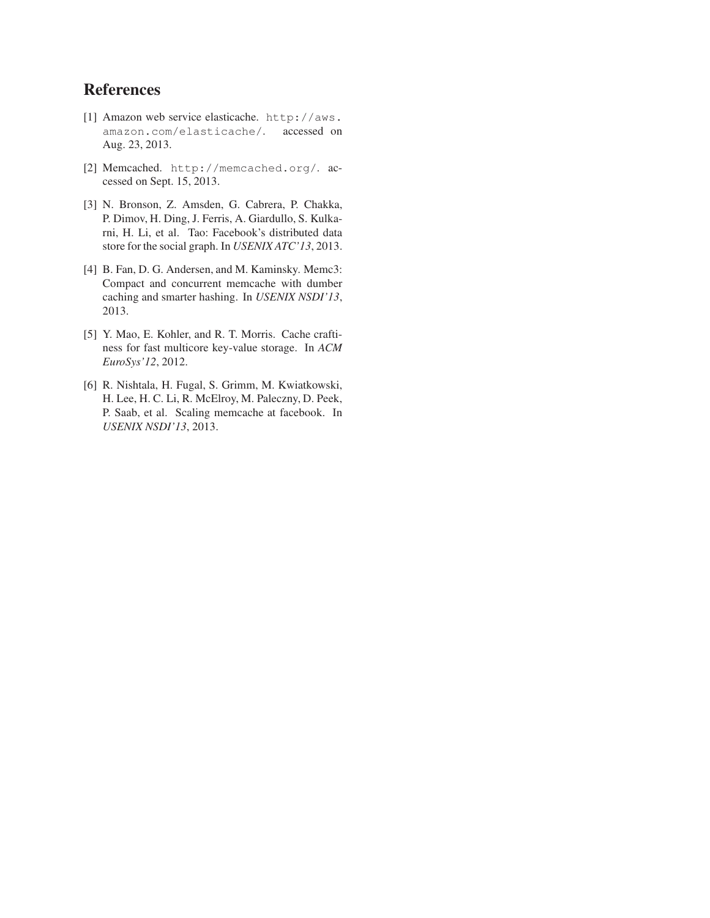## References

[1] Amazon web service elasticache. http://aws.amazon.com/elasticache/. accessed on Aug. 23, 2013.

[2] Memcached. http://memcached.org/. accessed on Sept. 15, 2013.

[3] N. Bronson, Z. Amsden, G. Cabrera, P. Chakka, P. Dimov, H. Ding, J. Ferris, A. Giardullo, S. Kulkarni, H. Li, et al. Tao: Facebook's distributed data store for the social graph. In *USENIX ATC'13*, 2013.

[4] B. Fan, D. G. Andersen, and M. Kaminsky. Memc3: Compact and concurrent memcache with dumber caching and smarter hashing. In *USENIX NSDI'13*, 2013.

[5] Y. Mao, E. Kohler, and R. T. Morris. Cache craftiness for fast multicore key-value storage. In *ACM EuroSys'12*, 2012.

[6] R. Nishtala, H. Fugal, S. Grimm, M. Kwiatkowski, H. Lee, H. C. Li, R. McElroy, M. Paleczny, D. Peek, P. Saab, et al. Scaling memcache at facebook. In *USENIX NSDI'13*, 2013.